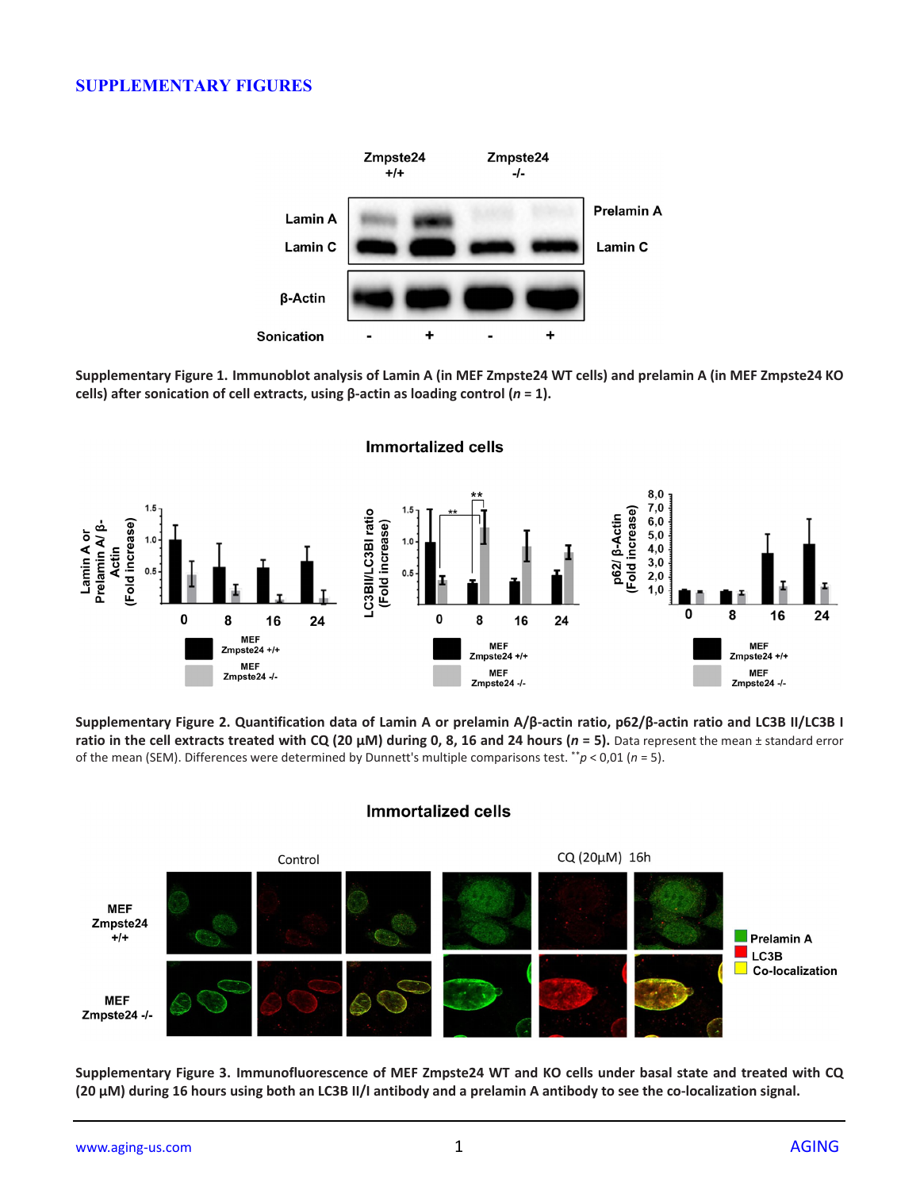# SUPPLEMENTARY FIGURES

**Supplementary Figure 1. Immunoblot analysis of Lamin A (in MEF Zmpste24 WT cells) and prelamin A (in MEF Zmpste24 KO cells) after sonication of cell extracts, using β-actin as loading control ($n$ = 1).**

**Supplementary Figure 2. Quantification data of Lamin A or prelamin A/β-actin ratio, p62/β-actin ratio and LC3B II/LC3B I ratio in the cell extracts treated with CQ (20 µM) during 0, 8, 16 and 24 hours ($n$ = 5).** Data represent the mean ± standard error of the mean (SEM). Differences were determined by Dunnett's multiple comparisons test. $^{**}p < 0{,}01$ ($n$ = 5).

**Supplementary Figure 3. Immunofluorescence of MEF Zmpste24 WT and KO cells under basal state and treated with CQ (20 µM) during 16 hours using both an LC3B II/I antibody and a prelamin A antibody to see the co-localization signal.**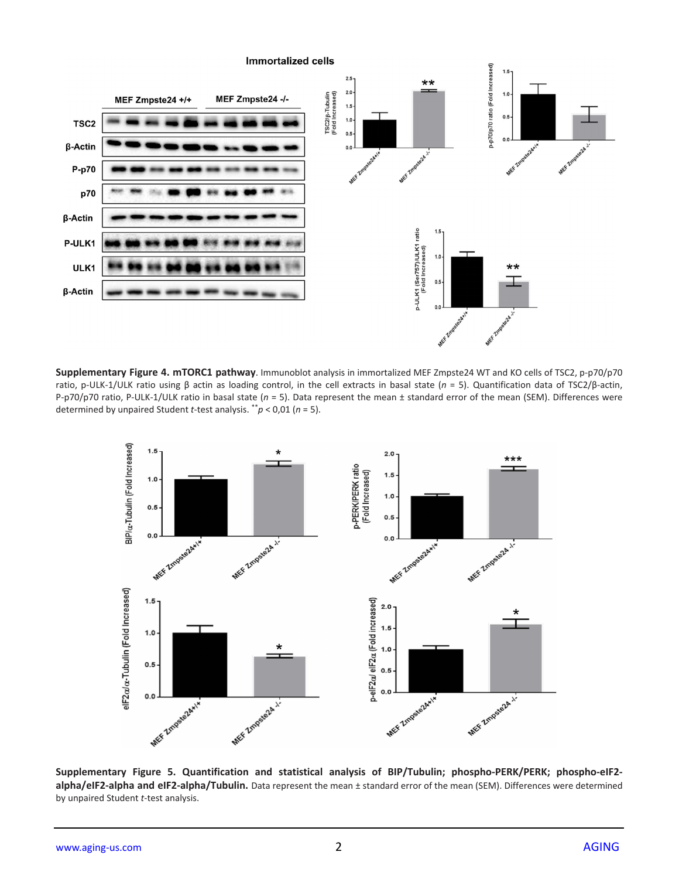**Supplementary Figure 4. mTORC1 pathway**. Immunoblot analysis in immortalized MEF Zmpste24 WT and KO cells of TSC2, p-p70/p70 ratio, p-ULK-1/ULK ratio using β actin as loading control, in the cell extracts in basal state ($n = 5$). Quantification data of TSC2/β-actin, P-p70/p70 ratio, P-ULK-1/ULK ratio in basal state ($n = 5$). Data represent the mean ± standard error of the mean (SEM). Differences were determined by unpaired Student *t*-test analysis. $^{**}p < 0{,}01$ ($n = 5$).

**Supplementary Figure 5. Quantification and statistical analysis of BIP/Tubulin; phospho-PERK/PERK; phospho-eIF2-alpha/eIF2-alpha and eIF2-alpha/Tubulin.** Data represent the mean ± standard error of the mean (SEM). Differences were determined by unpaired Student *t*-test analysis.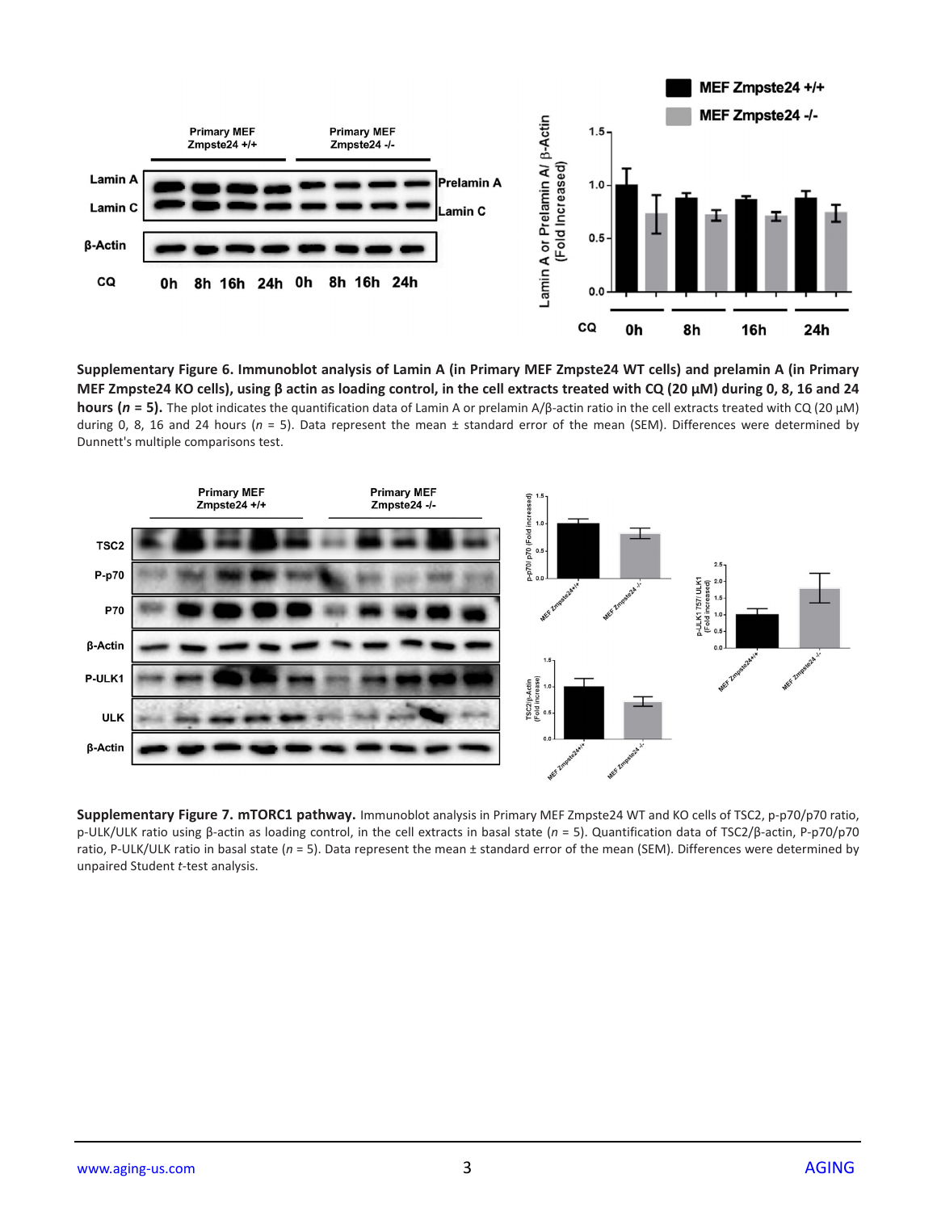Primary MEF Zmpste24 +/+

Primary MEF Zmpste24 -/-

Lamin A

Lamin C

Prelamin A

Lamin C

β-Actin

CQ 0h 8h 16h 24h 0h 8h 16h 24h

MEF Zmpste24 +/+

MEF Zmpste24 -/-

Lamin A or Prelamin A/ β-Actin (Fold Increased)

1.5

1.0

0.5

0.0

CQ 0h 8h 16h 24h

**Supplementary Figure 6. Immunoblot analysis of Lamin A (in Primary MEF Zmpste24 WT cells) and prelamin A (in Primary MEF Zmpste24 KO cells), using β actin as loading control, in the cell extracts treated with CQ (20 µM) during 0, 8, 16 and 24 hours (*n* = 5).** The plot indicates the quantification data of Lamin A or prelamin A/β-actin ratio in the cell extracts treated with CQ (20 µM) during 0, 8, 16 and 24 hours (*n* = 5). Data represent the mean ± standard error of the mean (SEM). Differences were determined by Dunnett's multiple comparisons test.

Primary MEF Zmpste24 +/+

Primary MEF Zmpste24 -/-

TSC2

P-p70

P70

β-Actin

P-ULK1

ULK

β-Actin

p-p70/ p70 (Fold increased)

1.5

1.0

0.5

0.0

MEF Zmpste24+/+

MEF Zmpste24 -/-

p-ULK1 757/ ULK1 (Fold increased)

2.5

2.0

1.5

1.0

0.5

0.0

MEF Zmpste24+/+

MEF Zmpste24 -/-

TSC2/β-Actin (Fold increase)

1.5

1.0

0.5

0.0

MEF Zmpste24+/+

MEF Zmpste24 -/-

**Supplementary Figure 7. mTORC1 pathway.** Immunoblot analysis in Primary MEF Zmpste24 WT and KO cells of TSC2, p-p70/p70 ratio, p-ULK/ULK ratio using β-actin as loading control, in the cell extracts in basal state (*n* = 5). Quantification data of TSC2/β-actin, P-p70/p70 ratio, P-ULK/ULK ratio in basal state (*n* = 5). Data represent the mean ± standard error of the mean (SEM). Differences were determined by unpaired Student *t*-test analysis.